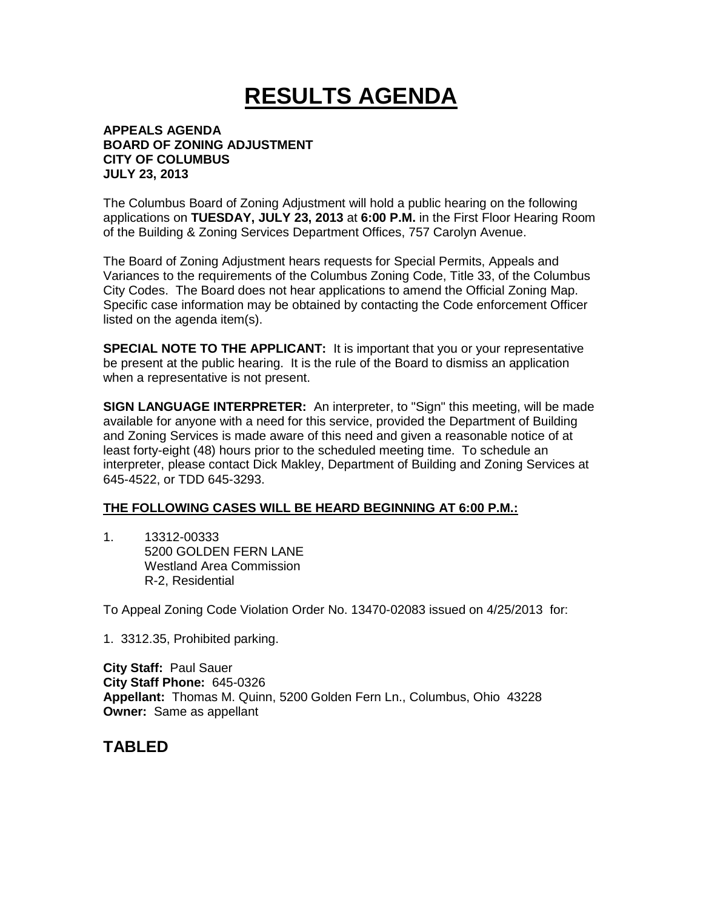# RESULTS AGENDA

**APPEALS AGENDA**
**BOARD OF ZONING ADJUSTMENT**
**CITY OF COLUMBUS**
**JULY 23, 2013**

The Columbus Board of Zoning Adjustment will hold a public hearing on the following applications on **TUESDAY, JULY 23, 2013** at **6:00 P.M.** in the First Floor Hearing Room of the Building & Zoning Services Department Offices, 757 Carolyn Avenue.

The Board of Zoning Adjustment hears requests for Special Permits, Appeals and Variances to the requirements of the Columbus Zoning Code, Title 33, of the Columbus City Codes. The Board does not hear applications to amend the Official Zoning Map. Specific case information may be obtained by contacting the Code enforcement Officer listed on the agenda item(s).

**SPECIAL NOTE TO THE APPLICANT:** It is important that you or your representative be present at the public hearing. It is the rule of the Board to dismiss an application when a representative is not present.

**SIGN LANGUAGE INTERPRETER:** An interpreter, to "Sign" this meeting, will be made available for anyone with a need for this service, provided the Department of Building and Zoning Services is made aware of this need and given a reasonable notice of at least forty-eight (48) hours prior to the scheduled meeting time. To schedule an interpreter, please contact Dick Makley, Department of Building and Zoning Services at 645-4522, or TDD 645-3293.

**THE FOLLOWING CASES WILL BE HEARD BEGINNING AT 6:00 P.M.:**

1. 13312-00333
   5200 GOLDEN FERN LANE
   Westland Area Commission
   R-2, Residential

To Appeal Zoning Code Violation Order No. 13470-02083 issued on 4/25/2013 for:

1. 3312.35, Prohibited parking.

**City Staff:** Paul Sauer
**City Staff Phone:** 645-0326
**Appellant:** Thomas M. Quinn, 5200 Golden Fern Ln., Columbus, Ohio 43228
**Owner:** Same as appellant

## TABLED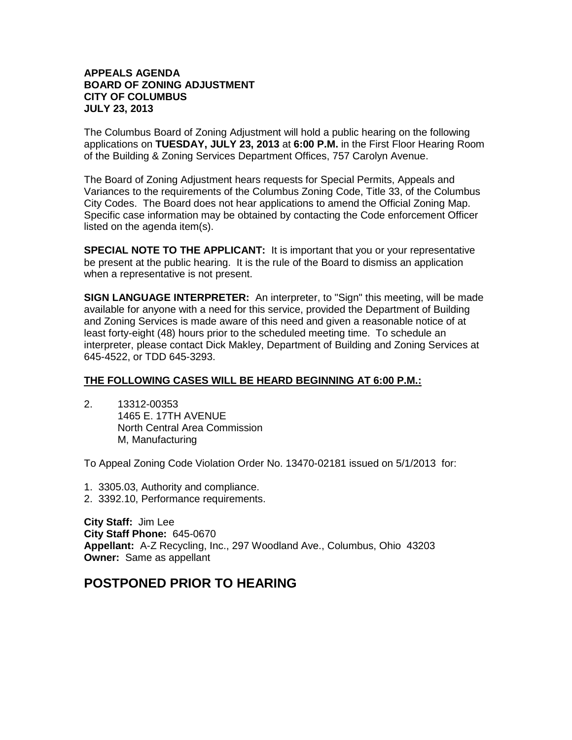**APPEALS AGENDA**
**BOARD OF ZONING ADJUSTMENT**
**CITY OF COLUMBUS**
**JULY 23, 2013**

The Columbus Board of Zoning Adjustment will hold a public hearing on the following applications on **TUESDAY, JULY 23, 2013** at **6:00 P.M.** in the First Floor Hearing Room of the Building & Zoning Services Department Offices, 757 Carolyn Avenue.

The Board of Zoning Adjustment hears requests for Special Permits, Appeals and Variances to the requirements of the Columbus Zoning Code, Title 33, of the Columbus City Codes. The Board does not hear applications to amend the Official Zoning Map. Specific case information may be obtained by contacting the Code enforcement Officer listed on the agenda item(s).

**SPECIAL NOTE TO THE APPLICANT:** It is important that you or your representative be present at the public hearing. It is the rule of the Board to dismiss an application when a representative is not present.

**SIGN LANGUAGE INTERPRETER:** An interpreter, to "Sign" this meeting, will be made available for anyone with a need for this service, provided the Department of Building and Zoning Services is made aware of this need and given a reasonable notice of at least forty-eight (48) hours prior to the scheduled meeting time. To schedule an interpreter, please contact Dick Makley, Department of Building and Zoning Services at 645-4522, or TDD 645-3293.

**THE FOLLOWING CASES WILL BE HEARD BEGINNING AT 6:00 P.M.:**

2. 13312-00353
   1465 E. 17TH AVENUE
   North Central Area Commission
   M, Manufacturing

To Appeal Zoning Code Violation Order No. 13470-02181 issued on 5/1/2013 for:

1. 3305.03, Authority and compliance.
2. 3392.10, Performance requirements.

**City Staff:** Jim Lee
**City Staff Phone:** 645-0670
**Appellant:** A-Z Recycling, Inc., 297 Woodland Ave., Columbus, Ohio 43203
**Owner:** Same as appellant

## POSTPONED PRIOR TO HEARING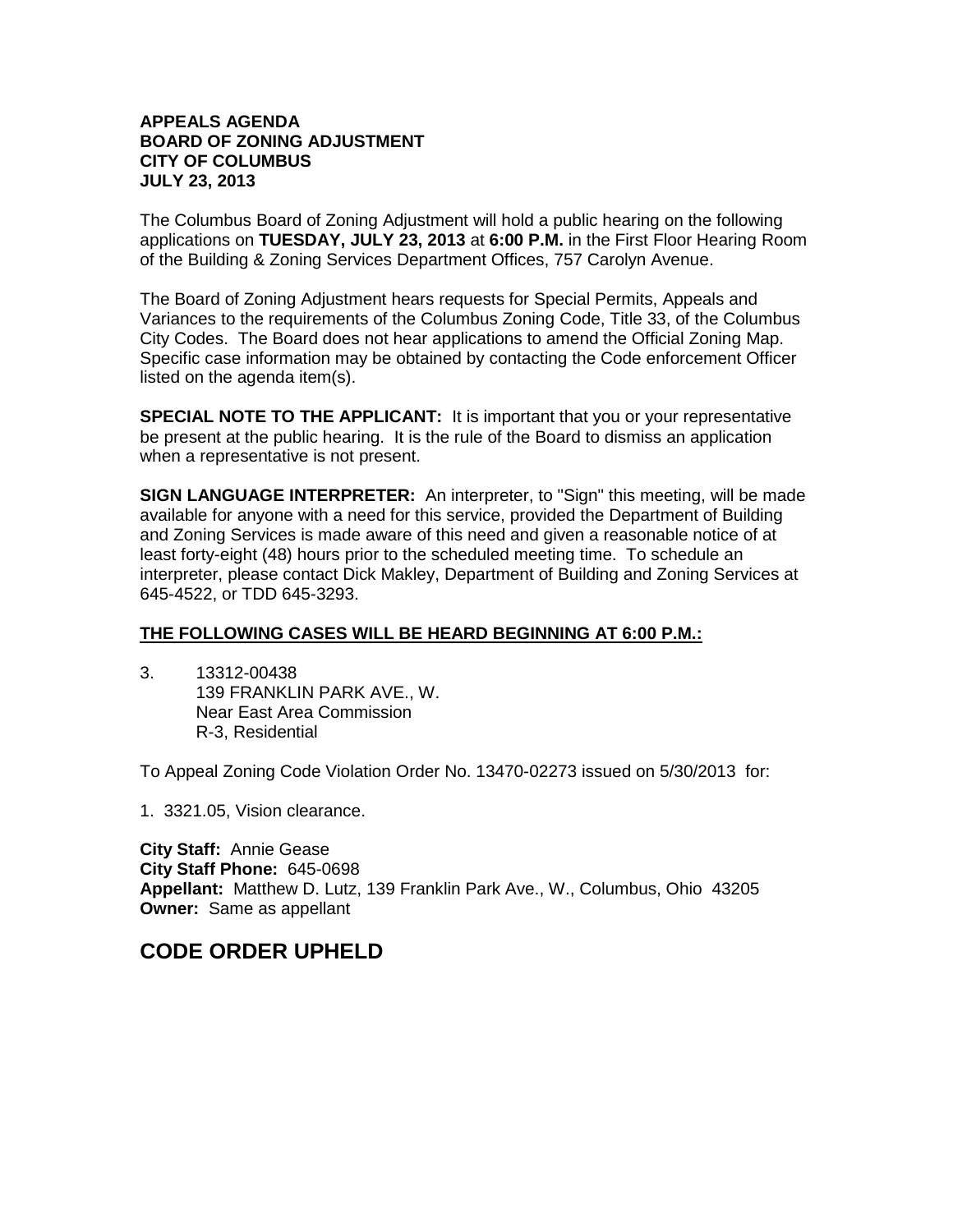**APPEALS AGENDA**
**BOARD OF ZONING ADJUSTMENT**
**CITY OF COLUMBUS**
**JULY 23, 2013**

The Columbus Board of Zoning Adjustment will hold a public hearing on the following applications on **TUESDAY, JULY 23, 2013** at **6:00 P.M.** in the First Floor Hearing Room of the Building & Zoning Services Department Offices, 757 Carolyn Avenue.

The Board of Zoning Adjustment hears requests for Special Permits, Appeals and Variances to the requirements of the Columbus Zoning Code, Title 33, of the Columbus City Codes. The Board does not hear applications to amend the Official Zoning Map. Specific case information may be obtained by contacting the Code enforcement Officer listed on the agenda item(s).

**SPECIAL NOTE TO THE APPLICANT:** It is important that you or your representative be present at the public hearing. It is the rule of the Board to dismiss an application when a representative is not present.

**SIGN LANGUAGE INTERPRETER:** An interpreter, to "Sign" this meeting, will be made available for anyone with a need for this service, provided the Department of Building and Zoning Services is made aware of this need and given a reasonable notice of at least forty-eight (48) hours prior to the scheduled meeting time. To schedule an interpreter, please contact Dick Makley, Department of Building and Zoning Services at 645-4522, or TDD 645-3293.

**THE FOLLOWING CASES WILL BE HEARD BEGINNING AT 6:00 P.M.:**

3. 13312-00438
   139 FRANKLIN PARK AVE., W.
   Near East Area Commission
   R-3, Residential

To Appeal Zoning Code Violation Order No. 13470-02273 issued on 5/30/2013 for:

1. 3321.05, Vision clearance.

**City Staff:** Annie Gease
**City Staff Phone:** 645-0698
**Appellant:** Matthew D. Lutz, 139 Franklin Park Ave., W., Columbus, Ohio 43205
**Owner:** Same as appellant

## CODE ORDER UPHELD